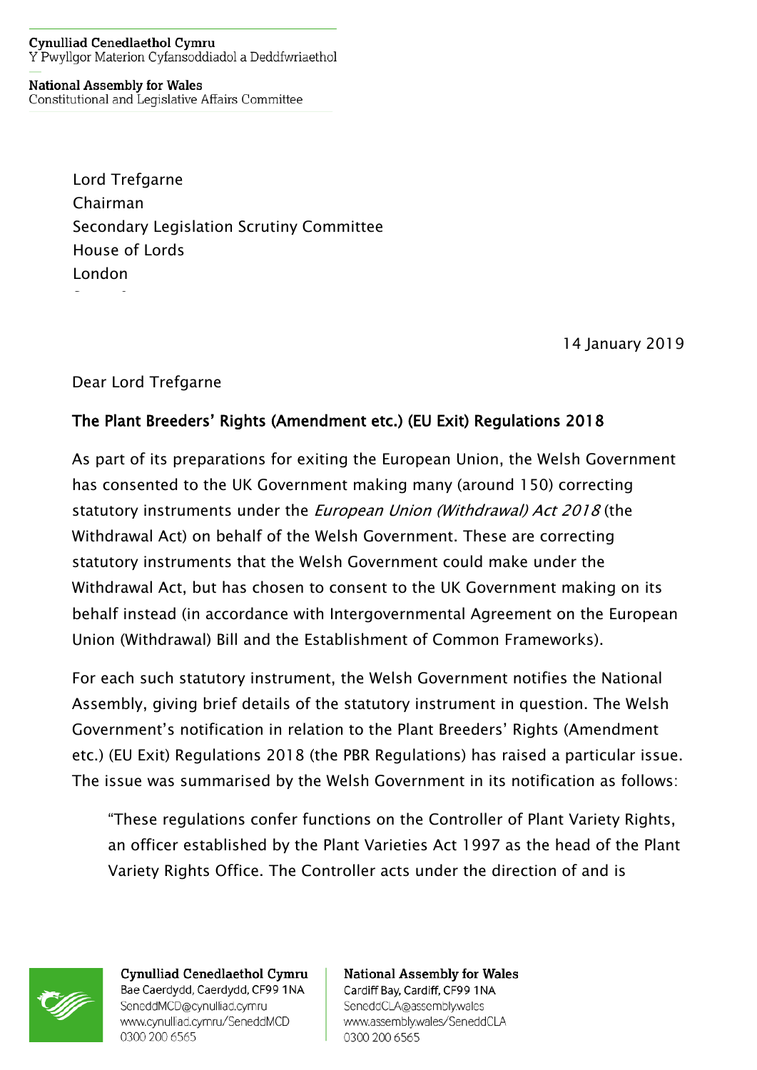**Cynulliad Cenedlaethol Cymru**
Y Pwyllgor Materion Cyfansoddiadol a Deddfwriaethol

**National Assembly for Wales**
Constitutional and Legislative Affairs Committee

Lord Trefgarne
Chairman
Secondary Legislation Scrutiny Committee
House of Lords
London

14 January 2019

Dear Lord Trefgarne

**The Plant Breeders' Rights (Amendment etc.) (EU Exit) Regulations 2018**

As part of its preparations for exiting the European Union, the Welsh Government has consented to the UK Government making many (around 150) correcting statutory instruments under the *European Union (Withdrawal) Act 2018* (the Withdrawal Act) on behalf of the Welsh Government. These are correcting statutory instruments that the Welsh Government could make under the Withdrawal Act, but has chosen to consent to the UK Government making on its behalf instead (in accordance with Intergovernmental Agreement on the European Union (Withdrawal) Bill and the Establishment of Common Frameworks).

For each such statutory instrument, the Welsh Government notifies the National Assembly, giving brief details of the statutory instrument in question. The Welsh Government's notification in relation to the Plant Breeders' Rights (Amendment etc.) (EU Exit) Regulations 2018 (the PBR Regulations) has raised a particular issue. The issue was summarised by the Welsh Government in its notification as follows:

> "These regulations confer functions on the Controller of Plant Variety Rights, an officer established by the Plant Varieties Act 1997 as the head of the Plant Variety Rights Office. The Controller acts under the direction of and is

**Cynulliad Cenedlaethol Cymru**
Bae Caerdydd, Caerdydd, CF99 1NA
SeneddMCD@cynulliad.cymru
www.cynulliad.cymru/SeneddMCD
0300 200 6565

**National Assembly for Wales**
Cardiff Bay, Cardiff, CF99 1NA
SeneddCLA@assembly.wales
www.assembly.wales/SeneddCLA
0300 200 6565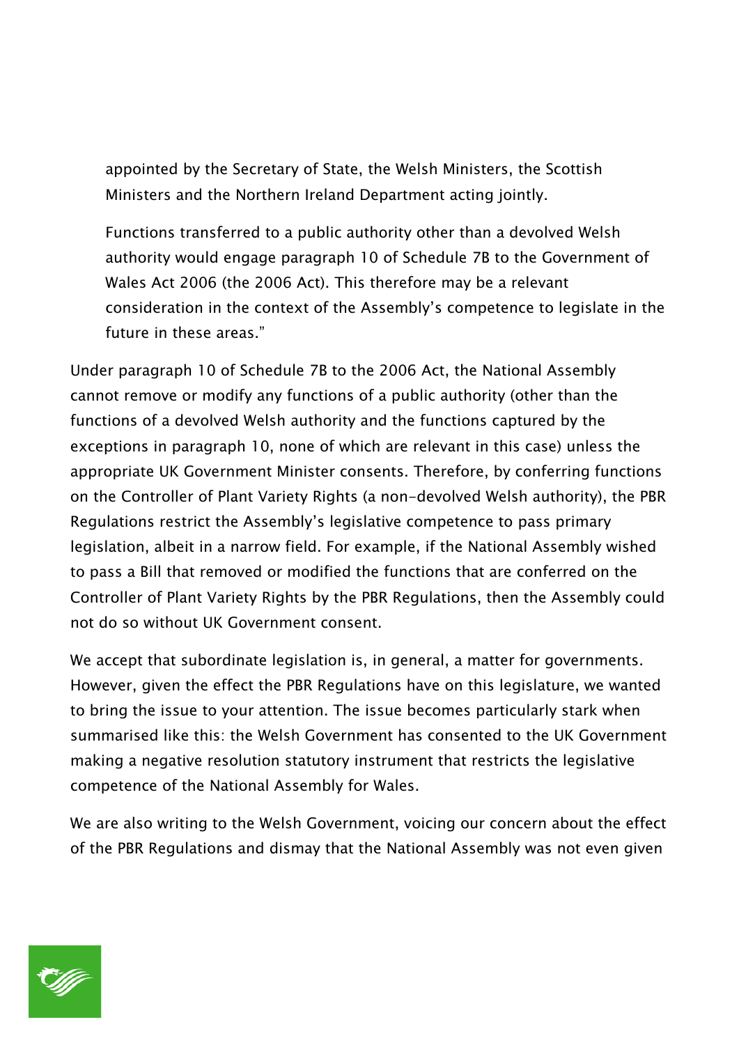appointed by the Secretary of State, the Welsh Ministers, the Scottish Ministers and the Northern Ireland Department acting jointly.

> Functions transferred to a public authority other than a devolved Welsh authority would engage paragraph 10 of Schedule 7B to the Government of Wales Act 2006 (the 2006 Act). This therefore may be a relevant consideration in the context of the Assembly's competence to legislate in the future in these areas."

Under paragraph 10 of Schedule 7B to the 2006 Act, the National Assembly cannot remove or modify any functions of a public authority (other than the functions of a devolved Welsh authority and the functions captured by the exceptions in paragraph 10, none of which are relevant in this case) unless the appropriate UK Government Minister consents. Therefore, by conferring functions on the Controller of Plant Variety Rights (a non-devolved Welsh authority), the PBR Regulations restrict the Assembly's legislative competence to pass primary legislation, albeit in a narrow field. For example, if the National Assembly wished to pass a Bill that removed or modified the functions that are conferred on the Controller of Plant Variety Rights by the PBR Regulations, then the Assembly could not do so without UK Government consent.

We accept that subordinate legislation is, in general, a matter for governments. However, given the effect the PBR Regulations have on this legislature, we wanted to bring the issue to your attention. The issue becomes particularly stark when summarised like this: the Welsh Government has consented to the UK Government making a negative resolution statutory instrument that restricts the legislative competence of the National Assembly for Wales.

We are also writing to the Welsh Government, voicing our concern about the effect of the PBR Regulations and dismay that the National Assembly was not even given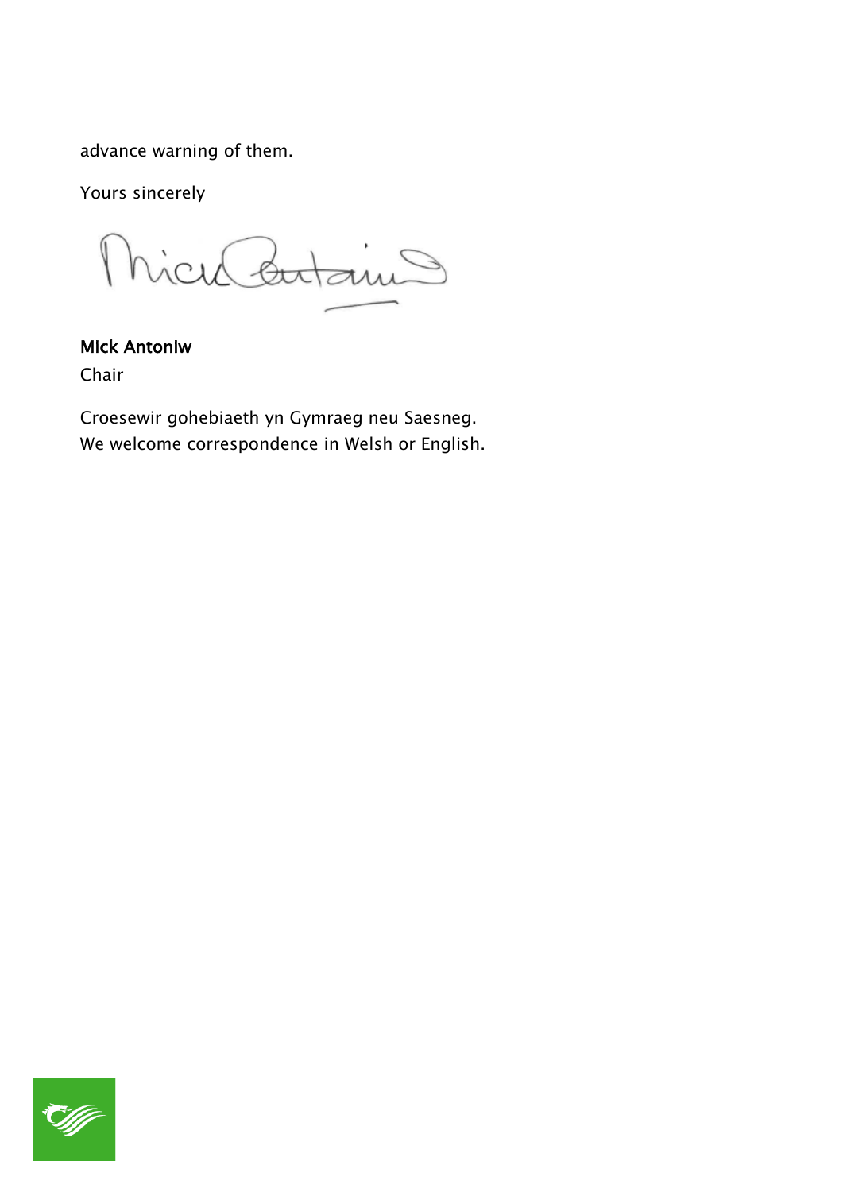advance warning of them.

Yours sincerely

**Mick Antoniw**
Chair

Croesewir gohebiaeth yn Gymraeg neu Saesneg.
We welcome correspondence in Welsh or English.